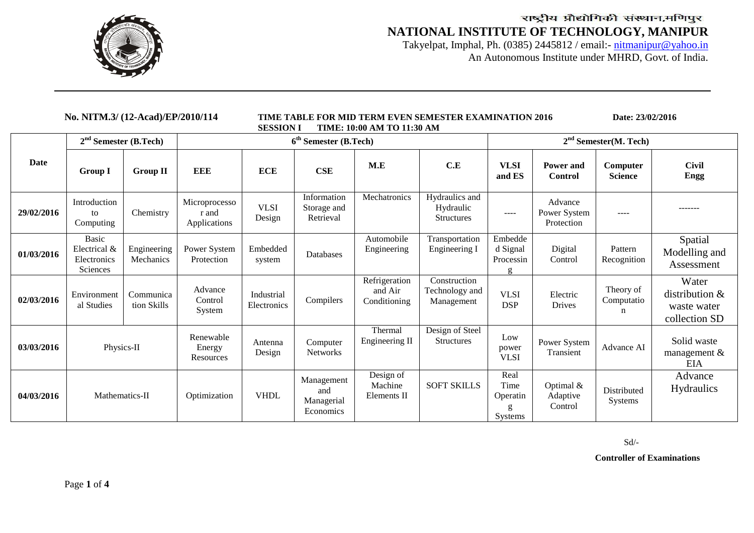राष्ट्रीय प्रौद्योगिकी संस्थान,मणिपुर

# NATIONAL INSTITUTE OF TECHNOLOGY, MANIPUR

Takyelpat, Imphal, Ph. (0385) 2445812 / email:- nitmanipur@yahoo.in

An Autonomous Institute under MHRD, Govt. of India.

**No. NITM.3/ (12-Acad)/EP/2010/114** **TIME TABLE FOR MID TERM EVEN SEMESTER EXAMINATION 2016** **Date: 23/02/2016**

**SESSION I TIME: 10:00 AM TO 11:30 AM**

| Date | 2nd Semester (B.Tech) | | 6th Semester (B.Tech) | | | | | 2nd Semester(M. Tech) | | | |
|---|---|---|---|---|---|---|---|---|---|---|---|
| | **Group I** | **Group II** | **EEE** | **ECE** | **CSE** | **M.E** | **C.E** | **VLSI and ES** | **Power and Control** | **Computer Science** | **Civil Engg** |
| 29/02/2016 | Introduction to Computing | Chemistry | Microprocessor and Applications | VLSI Design | Information Storage and Retrieval | Mechatronics | Hydraulics and Hydraulic Structures | ---- | Advance Power System Protection | ---- | ------- |
| 01/03/2016 | Basic Electrical & Electronics Sciences | Engineering Mechanics | Power System Protection | Embedded system | Databases | Automobile Engineering | Transportation Engineering I | Embedded Signal Processing | Digital Control | Pattern Recognition | Spatial Modelling and Assessment |
| 02/03/2016 | Environmental Studies | Communication Skills | Advance Control System | Industrial Electronics | Compilers | Refrigeration and Air Conditioning | Construction Technology and Management | VLSI DSP | Electric Drives | Theory of Computation | Water distribution & waste water collection SD |
| 03/03/2016 | Physics-II | | Renewable Energy Resources | Antenna Design | Computer Networks | Thermal Engineering II | Design of Steel Structures | Low power VLSI | Power System Transient | Advance AI | Solid waste management & EIA |
| 04/03/2016 | Mathematics-II | | Optimization | VHDL | Management and Managerial Economics | Design of Machine Elements II | SOFT SKILLS | Real Time Operating Systems | Optimal & Adaptive Control | Distributed Systems | Advance Hydraulics |

Sd/-

**Controller of Examinations**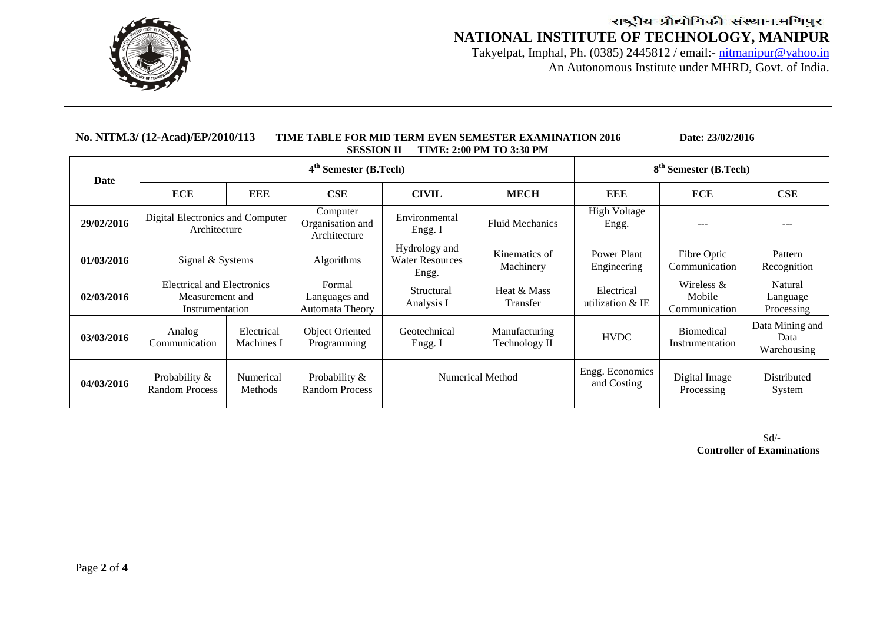राष्ट्रीय प्रौद्योगिकी संस्थान,मणिपुर

# NATIONAL INSTITUTE OF TECHNOLOGY, MANIPUR

Takyelpat, Imphal, Ph. (0385) 2445812 / email:- nitmanipur@yahoo.in
An Autonomous Institute under MHRD, Govt. of India.

**No. NITM.3/ (12-Acad)/EP/2010/113** **TIME TABLE FOR MID TERM EVEN SEMESTER EXAMINATION 2016** **Date: 23/02/2016**

**SESSION II TIME: 2:00 PM TO 3:30 PM**

| Date | 4th Semester (B.Tech) | | | | | 8th Semester (B.Tech) | | |
|---|---|---|---|---|---|---|---|---|
| | **ECE** | **EEE** | **CSE** | **CIVIL** | **MECH** | **EEE** | **ECE** | **CSE** |
| **29/02/2016** | Digital Electronics and Computer Architecture | | Computer Organisation and Architecture | Environmental Engg. I | Fluid Mechanics | High Voltage Engg. | --- | --- |
| **01/03/2016** | Signal & Systems | | Algorithms | Hydrology and Water Resources Engg. | Kinematics of Machinery | Power Plant Engineering | Fibre Optic Communication | Pattern Recognition |
| **02/03/2016** | Electrical and Electronics Measurement and Instrumentation | | Formal Languages and Automata Theory | Structural Analysis I | Heat & Mass Transfer | Electrical utilization & IE | Wireless & Mobile Communication | Natural Language Processing |
| **03/03/2016** | Analog Communication | Electrical Machines I | Object Oriented Programming | Geotechnical Engg. I | Manufacturing Technology II | HVDC | Biomedical Instrumentation | Data Mining and Data Warehousing |
| **04/03/2016** | Probability & Random Process | Numerical Methods | Probability & Random Process | Numerical Method | | Engg. Economics and Costing | Digital Image Processing | Distributed System |

Sd/-
**Controller of Examinations**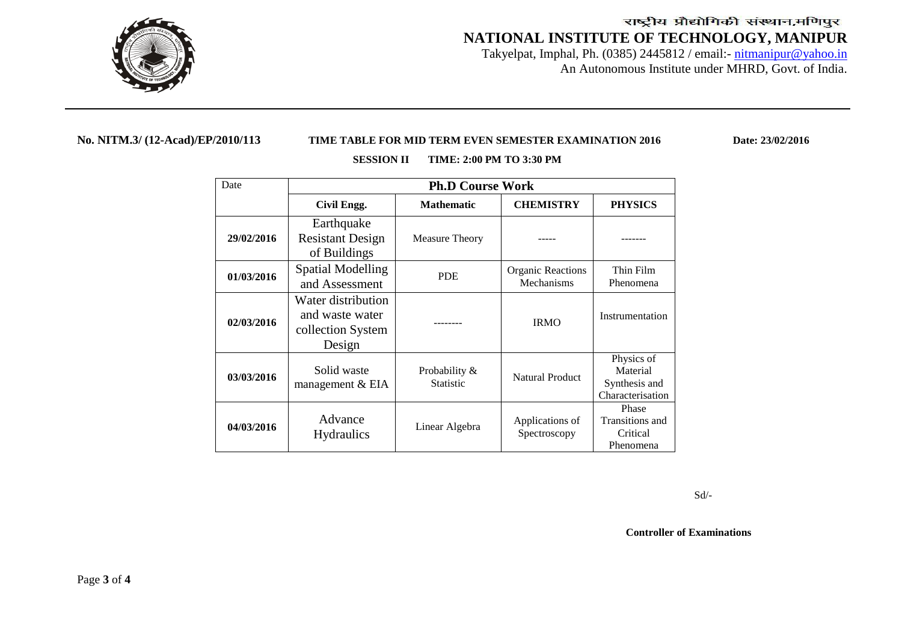राष्ट्रीय प्रौद्योगिकी संस्थान,मणिपुर

# NATIONAL INSTITUTE OF TECHNOLOGY, MANIPUR

Takyelpat, Imphal, Ph. (0385) 2445812 / email:- nitmanipur@yahoo.in

An Autonomous Institute under MHRD, Govt. of India.

---

**No. NITM.3/ (12-Acad)/EP/2010/113** **TIME TABLE FOR MID TERM EVEN SEMESTER EXAMINATION 2016** **Date: 23/02/2016**

**SESSION II TIME: 2:00 PM TO 3:30 PM**

| Date | **Ph.D Course Work** | | | |
|---|---|---|---|---|
| | **Civil Engg.** | **Mathematic** | **CHEMISTRY** | **PHYSICS** |
| **29/02/2016** | Earthquake Resistant Design of Buildings | Measure Theory | ----- | ------- |
| **01/03/2016** | Spatial Modelling and Assessment | PDE | Organic Reactions Mechanisms | Thin Film Phenomena |
| **02/03/2016** | Water distribution and waste water collection System Design | -------- | IRMO | Instrumentation |
| **03/03/2016** | Solid waste management & EIA | Probability & Statistic | Natural Product | Physics of Material Synthesis and Characterisation |
| **04/03/2016** | Advance Hydraulics | Linear Algebra | Applications of Spectroscopy | Phase Transitions and Critical Phenomena |

Sd/-

**Controller of Examinations**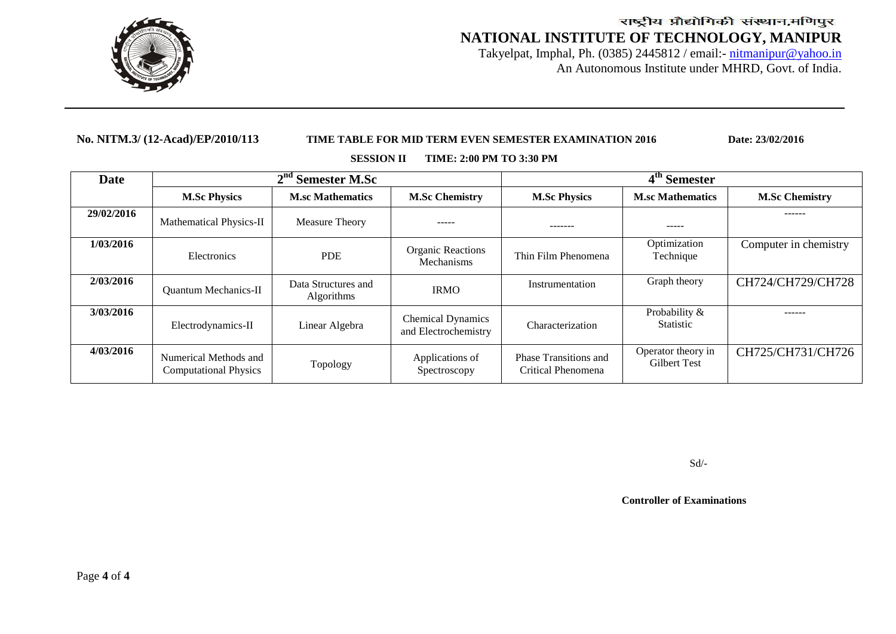राष्ट्रीय प्रौद्योगिकी संस्थान,मणिपुर

**NATIONAL INSTITUTE OF TECHNOLOGY, MANIPUR**

Takyelpat, Imphal, Ph. (0385) 2445812 / email:- nitmanipur@yahoo.in

An Autonomous Institute under MHRD, Govt. of India.

---

**No. NITM.3/ (12-Acad)/EP/2010/113** **TIME TABLE FOR MID TERM EVEN SEMESTER EXAMINATION 2016** **Date: 23/02/2016**

**SESSION II TIME: 2:00 PM TO 3:30 PM**

| Date | 2nd Semester M.Sc | | | 4th Semester | | |
|---|---|---|---|---|---|---|
| | **M.Sc Physics** | **M.sc Mathematics** | **M.Sc Chemistry** | **M.Sc Physics** | **M.sc Mathematics** | **M.Sc Chemistry** |
| **29/02/2016** | Mathematical Physics-II | Measure Theory | ----- | ------- | ----- | ------ |
| **1/03/2016** | Electronics | PDE | Organic Reactions Mechanisms | Thin Film Phenomena | Optimization Technique | Computer in chemistry |
| **2/03/2016** | Quantum Mechanics-II | Data Structures and Algorithms | IRMO | Instrumentation | Graph theory | CH724/CH729/CH728 |
| **3/03/2016** | Electrodynamics-II | Linear Algebra | Chemical Dynamics and Electrochemistry | Characterization | Probability & Statistic | ------ |
| **4/03/2016** | Numerical Methods and Computational Physics | Topology | Applications of Spectroscopy | Phase Transitions and Critical Phenomena | Operator theory in Gilbert Test | CH725/CH731/CH726 |

Sd/-

**Controller of Examinations**